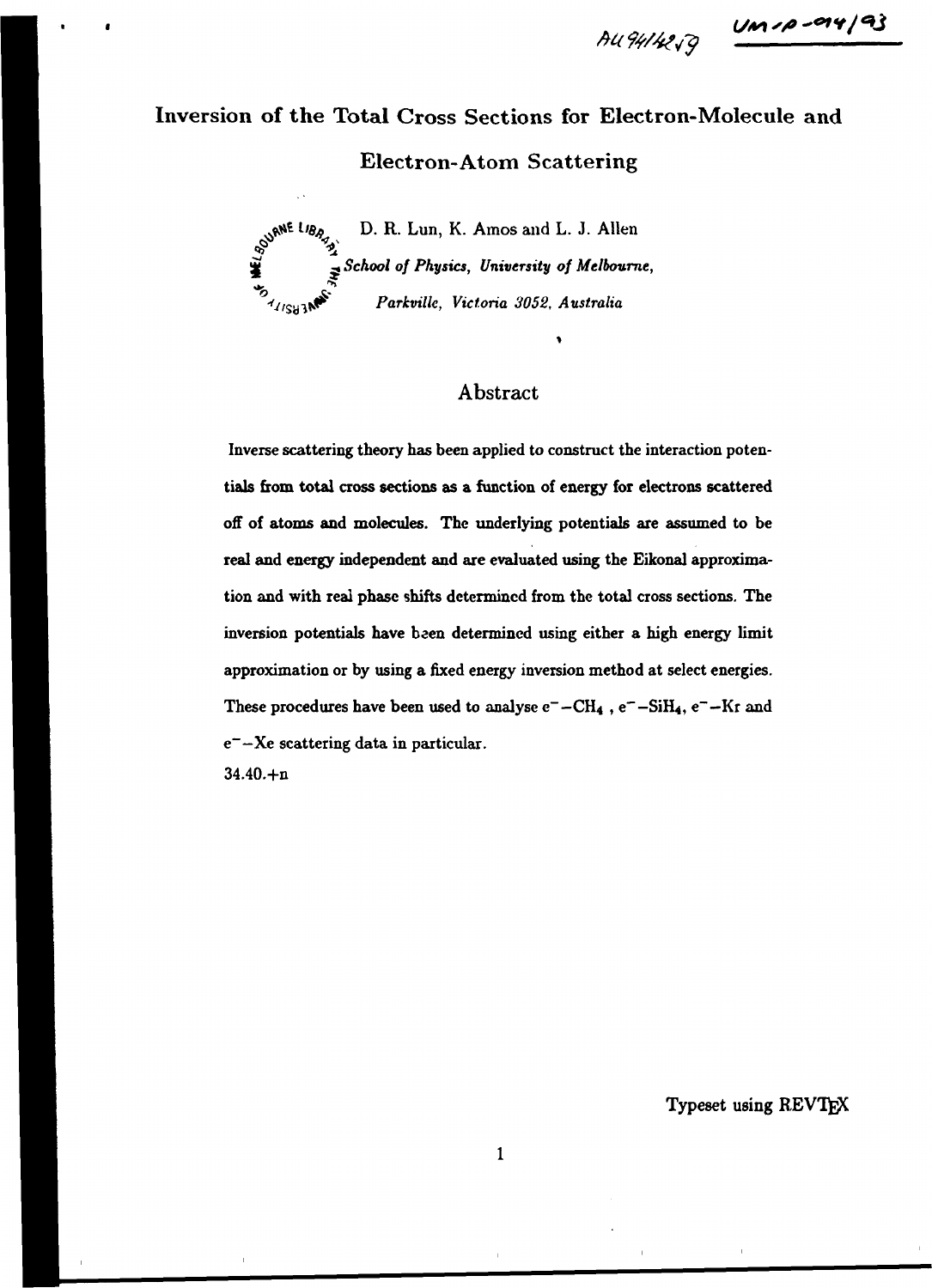AU9414259

UM-P-014/93

# Inversion of the Total Cross Sections for Electron-Molecule and Electron-Atom Scattering

D. R. Lun, K. Amos and L. J. Allen

*School of Physics, University of Melbourne, Parkville, Victoria 3052, Australia*

## Abstract

Inverse scattering theory has been applied to construct the interaction potentials from total cross sections as a function of energy for electrons scattered off of atoms and molecules. The underlying potentials are assumed to be real and energy independent and are evaluated using the Eikonal approximation and with real phase shifts determined from the total cross sections. The inversion potentials have been determined using either a high energy limit approximation or by using a fixed energy inversion method at select energies. These procedures have been used to analyse $e^-$–$CH_4$ , $e^-$–$SiH_4$, $e^-$–Kr and $e^-$–Xe scattering data in particular.

34.40.+n

Typeset using REVTEX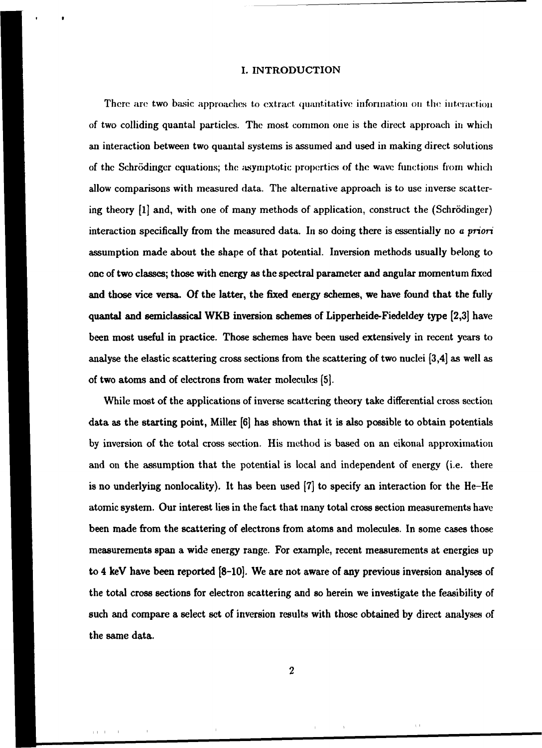# I. INTRODUCTION

There are two basic approaches to extract quantitative information on the interaction of two colliding quantal particles. The most common one is the direct approach in which an interaction between two quantal systems is assumed and used in making direct solutions of the Schrödinger equations; the asymptotic properties of the wave functions from which allow comparisons with measured data. The alternative approach is to use inverse scattering theory [1] and, with one of many methods of application, construct the (Schrödinger) interaction specifically from the measured data. In so doing there is essentially no *a priori* assumption made about the shape of that potential. Inversion methods usually belong to one of two classes; those with energy as the spectral parameter and angular momentum fixed and those vice versa. Of the latter, the fixed energy schemes, we have found that the fully quantal and semiclassical WKB inversion schemes of Lipperheide-Fiedeldey type [2,3] have been most useful in practice. Those schemes have been used extensively in recent years to analyse the elastic scattering cross sections from the scattering of two nuclei [3,4] as well as of two atoms and of electrons from water molecules [5].

While most of the applications of inverse scattering theory take differential cross section data as the starting point, Miller [6] has shown that it is also possible to obtain potentials by inversion of the total cross section. His method is based on an eikonal approximation and on the assumption that the potential is local and independent of energy (i.e. there is no underlying nonlocality). It has been used [7] to specify an interaction for the He–He atomic system. Our interest lies in the fact that many total cross section measurements have been made from the scattering of electrons from atoms and molecules. In some cases those measurements span a wide energy range. For example, recent measurements at energies up to 4 keV have been reported [8–10]. We are not aware of any previous inversion analyses of the total cross sections for electron scattering and so herein we investigate the feasibility of such and compare a select set of inversion results with those obtained by direct analyses of the same data.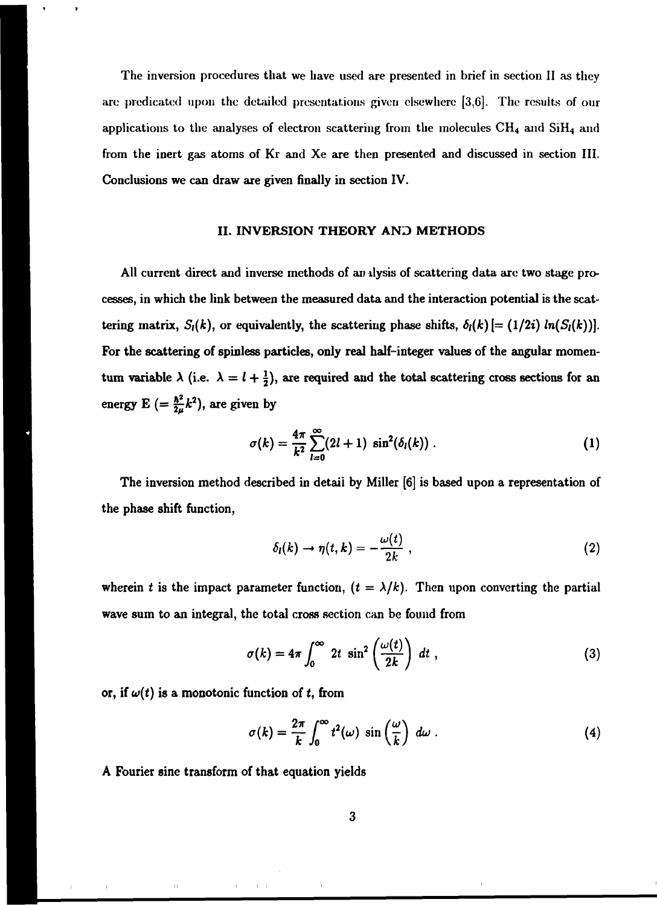The inversion procedures that we have used are presented in brief in section II as they are predicated upon the detailed presentations given elsewhere [3,6]. The results of our applications to the analyses of electron scattering from the molecules $CH_4$ and $SiH_4$ and from the inert gas atoms of Kr and Xe are then presented and discussed in section III. Conclusions we can draw are given finally in section IV.

## II. INVERSION THEORY AND METHODS

All current direct and inverse methods of analysis of scattering data are two stage processes, in which the link between the measured data and the interaction potential is the scattering matrix, $S_l(k)$, or equivalently, the scattering phase shifts, $\delta_l(k)\,[= (1/2i)\,ln(S_l(k))]$. For the scattering of spinless particles, only real half-integer values of the angular momentum variable $\lambda$ (i.e. $\lambda = l + \frac{1}{2}$), are required and the total scattering cross sections for an energy E $(= \frac{\hbar^2}{2\mu}k^2)$, are given by

$$\sigma(k) = \frac{4\pi}{k^2}\sum_{l=0}^{\infty}(2l+1)\ \sin^2(\delta_l(k))\ . \tag{1}$$

The inversion method described in detail by Miller [6] is based upon a representation of the phase shift function,

$$\delta_l(k) \rightarrow \eta(t,k) = -\frac{\omega(t)}{2k}\ , \tag{2}$$

wherein $t$ is the impact parameter function, $(t = \lambda/k)$. Then upon converting the partial wave sum to an integral, the total cross section can be found from

$$\sigma(k) = 4\pi\int_0^{\infty} 2t\ \sin^2\left(\frac{\omega(t)}{2k}\right)\ dt\ , \tag{3}$$

or, if $\omega(t)$ is a monotonic function of $t$, from

$$\sigma(k) = \frac{2\pi}{k}\int_0^{\infty} t^2(\omega)\ \sin\left(\frac{\omega}{k}\right)\ d\omega\ . \tag{4}$$

A Fourier sine transform of that equation yields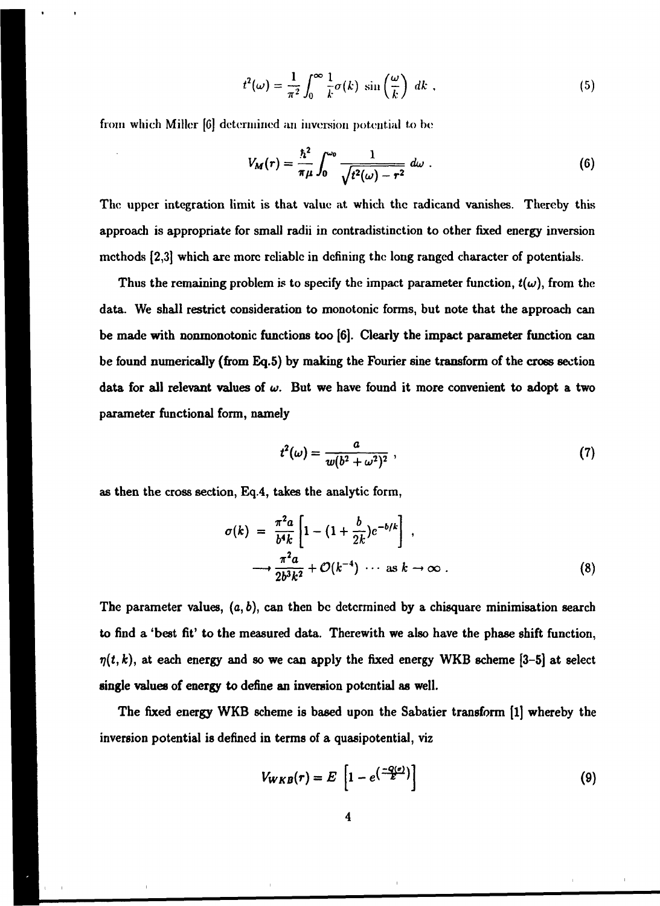$$t^2(\omega) = \frac{1}{\pi^2} \int_0^\infty \frac{1}{k} \sigma(k) \sin\left(\frac{\omega}{k}\right) dk \ , \tag{5}$$

from which Miller [6] determined an inversion potential to be

$$V_M(r) = \frac{\hbar^2}{\pi \mu} \int_0^{\omega_0} \frac{1}{\sqrt{t^2(\omega) - r^2}} \, d\omega \ . \tag{6}$$

The upper integration limit is that value at which the radicand vanishes. Thereby this approach is appropriate for small radii in contradistinction to other fixed energy inversion methods [2,3] which are more reliable in defining the long ranged character of potentials.

Thus the remaining problem is to specify the impact parameter function, $t(\omega)$, from the data. We shall restrict consideration to monotonic forms, but note that the approach can be made with nonmonotonic functions too [6]. Clearly the impact parameter function can be found numerically (from Eq.5) by making the Fourier sine transform of the cross section data for all relevant values of $\omega$. But we have found it more convenient to adopt a two parameter functional form, namely

$$t^2(\omega) = \frac{a}{w(b^2 + \omega^2)^2} \ , \tag{7}$$

as then the cross section, Eq.4, takes the analytic form,

$$\begin{aligned} \sigma(k) &= \frac{\pi^2 a}{b^4 k} \left[ 1 - (1 + \frac{b}{2k}) e^{-b/k} \right] \ , \\ &\longrightarrow \frac{\pi^2 a}{2 b^3 k^2} + \mathcal{O}(k^{-4}) \ \cdots \ \text{as } k \to \infty \ . \end{aligned} \tag{8}$$

The parameter values, $(a, b)$, can then be determined by a chisquare minimisation search to find a 'best fit' to the measured data. Therewith we also have the phase shift function, $\eta(t, k)$, at each energy and so we can apply the fixed energy WKB scheme [3–5] at select single values of energy to define an inversion potential as well.

The fixed energy WKB scheme is based upon the Sabatier transform [1] whereby the inversion potential is defined in terms of a quasipotential, viz

$$V_{WKB}(r) = E \left[ 1 - e^{\left(\frac{-Q(\sigma)}{E}\right)} \right] \tag{9}$$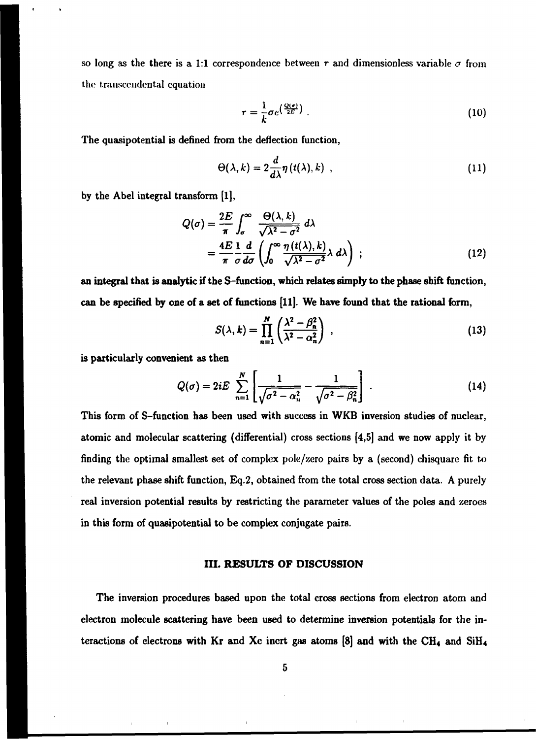so long as the there is a 1:1 correspondence between $r$ and dimensionless variable $\sigma$ from the transcendental equation

$$r = \frac{1}{k}\sigma e^{\left(\frac{Q(\sigma)}{2E}\right)} . \tag{10}$$

The quasipotential is defined from the deflection function,

$$\Theta(\lambda, k) = 2\frac{d}{d\lambda}\eta\left(t(\lambda), k\right) , \tag{11}$$

by the Abel integral transform [1],

$$\begin{aligned} Q(\sigma) &= \frac{2E}{\pi}\int_{\sigma}^{\infty} \frac{\Theta(\lambda, k)}{\sqrt{\lambda^2 - \sigma^2}}\, d\lambda \\ &= \frac{4E}{\pi}\frac{1}{\sigma}\frac{d}{d\sigma}\left(\int_0^{\infty} \frac{\eta\left(t(\lambda), k\right)}{\sqrt{\lambda^2 - \sigma^2}}\lambda\, d\lambda\right) ; \end{aligned} \tag{12}$$

**an integral that is analytic if the S–function, which relates simply to the phase shift function, can be specified by one of a set of functions [11]. We have found that the rational form,**

$$S(\lambda, k) = \prod_{n=1}^{N}\left(\frac{\lambda^2 - \beta_n^2}{\lambda^2 - \alpha_n^2}\right) , \tag{13}$$

**is particularly convenient as then**

$$Q(\sigma) = 2iE\sum_{n=1}^{N}\left[\frac{1}{\sqrt{\sigma^2 - \alpha_n^2}} - \frac{1}{\sqrt{\sigma^2 - \beta_n^2}}\right] . \tag{14}$$

**This form of S–function has been used with success in WKB inversion studies of nuclear, atomic and molecular scattering (differential) cross sections [4,5] and we now apply it by finding the optimal smallest set of complex pole/zero pairs by a (second) chisquare fit to the relevant phase shift function, Eq.2, obtained from the total cross section data. A purely real inversion potential results by restricting the parameter values of the poles and zeroes in this form of quasipotential to be complex conjugate pairs.**

## III. RESULTS OF DISCUSSION

The inversion procedures based upon the total cross sections from electron atom and electron molecule scattering have been used to determine inversion potentials for the interactions of electrons with Kr and Xe inert gas atoms [8] and with the $CH_4$ and $SiH_4$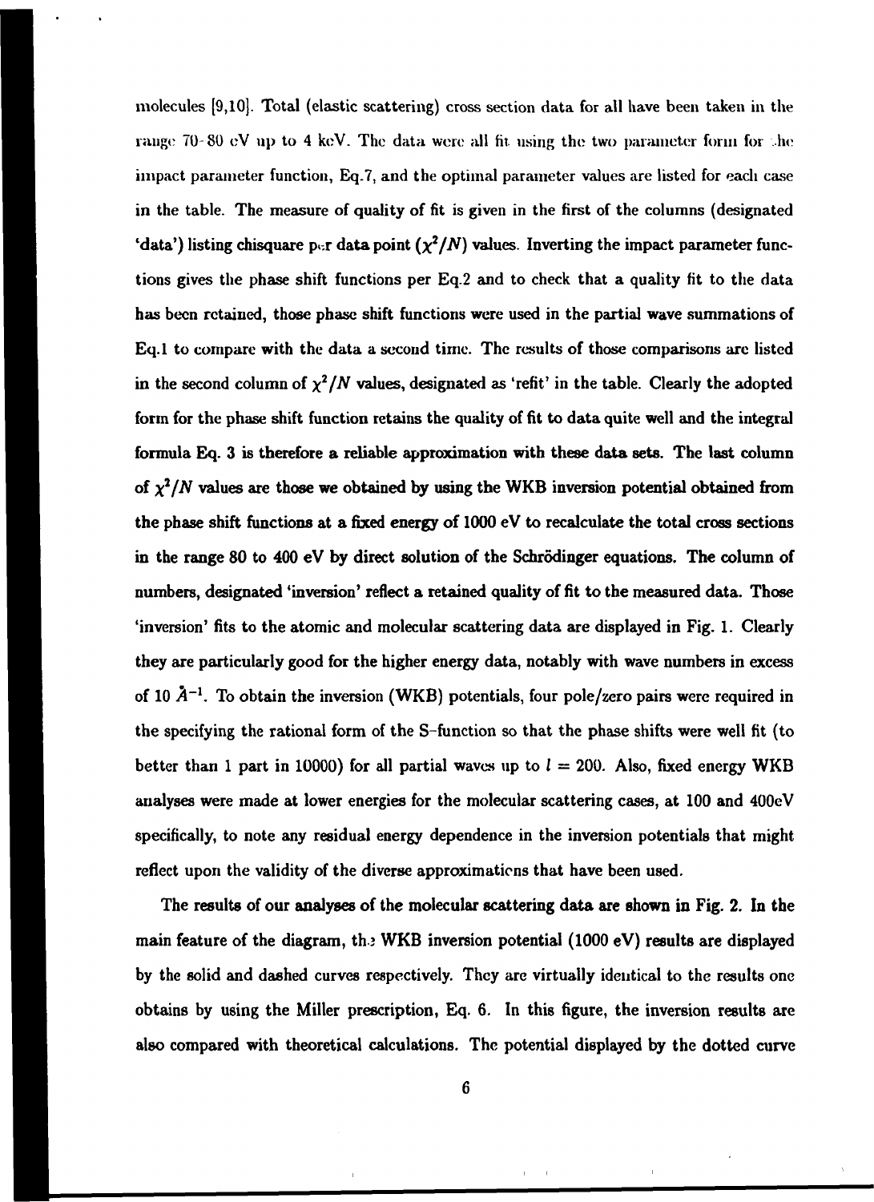molecules [9,10]. Total (elastic scattering) cross section data for all have been taken in the range 70–80 eV up to 4 keV. The data were all fit using the two parameter form for the impact parameter function, Eq.7, and the optimal parameter values are listed for each case in the table. The measure of quality of fit is given in the first of the columns (designated 'data') listing chisquare per data point ($\chi^2/N$) values. Inverting the impact parameter functions gives the phase shift functions per Eq.2 and to check that a quality fit to the data has been retained, those phase shift functions were used in the partial wave summations of Eq.1 to compare with the data a second time. The results of those comparisons are listed in the second column of $\chi^2/N$ values, designated as 'refit' in the table. Clearly the adopted form for the phase shift function retains the quality of fit to data quite well and the integral formula Eq. 3 is therefore a reliable approximation with these data sets. The last column of $\chi^2/N$ values are those we obtained by using the WKB inversion potential obtained from the phase shift functions at a fixed energy of 1000 eV to recalculate the total cross sections in the range 80 to 400 eV by direct solution of the Schrödinger equations. The column of numbers, designated 'inversion' reflect a retained quality of fit to the measured data. Those 'inversion' fits to the atomic and molecular scattering data are displayed in Fig. 1. Clearly they are particularly good for the higher energy data, notably with wave numbers in excess of 10 $\AA^{-1}$. To obtain the inversion (WKB) potentials, four pole/zero pairs were required in the specifying the rational form of the S–function so that the phase shifts were well fit (to better than 1 part in 10000) for all partial waves up to $l = 200$. Also, fixed energy WKB analyses were made at lower energies for the molecular scattering cases, at 100 and 400eV specifically, to note any residual energy dependence in the inversion potentials that might reflect upon the validity of the diverse approximations that have been used.

The results of our analyses of the molecular scattering data are shown in Fig. 2. In the main feature of the diagram, the WKB inversion potential (1000 eV) results are displayed by the solid and dashed curves respectively. They are virtually identical to the results one obtains by using the Miller prescription, Eq. 6. In this figure, the inversion results are also compared with theoretical calculations. The potential displayed by the dotted curve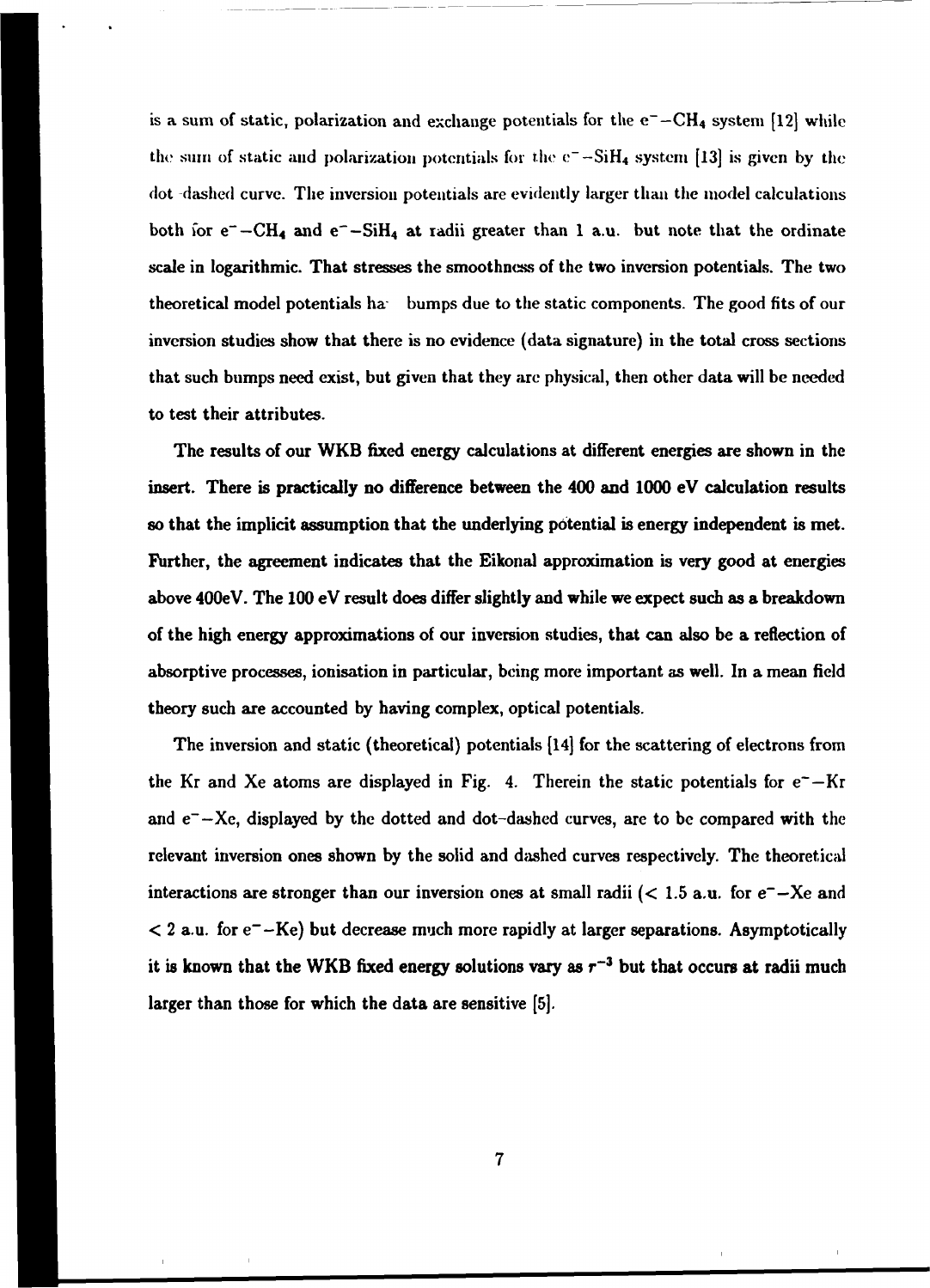is a sum of static, polarization and exchange potentials for the $e^- - CH_4$ system [12] while the sum of static and polarization potentials for the $e^- - SiH_4$ system [13] is given by the dot dashed curve. The inversion potentials are evidently larger than the model calculations both for $e^- - CH_4$ and $e^- - SiH_4$ at radii greater than 1 a.u. but note that the ordinate scale in logarithmic. That stresses the smoothness of the two inversion potentials. The two theoretical model potentials ha bumps due to the static components. The good fits of our inversion studies show that there is no evidence (data signature) in the total cross sections that such bumps need exist, but given that they are physical, then other data will be needed to test their attributes.

The results of our WKB fixed energy calculations at different energies are shown in the insert. There is practically no difference between the 400 and 1000 eV calculation results so that the implicit assumption that the underlying potential is energy independent is met. Further, the agreement indicates that the Eikonal approximation is very good at energies above 400eV. The 100 eV result does differ slightly and while we expect such as a breakdown of the high energy approximations of our inversion studies, that can also be a reflection of absorptive processes, ionisation in particular, being more important as well. In a mean field theory such are accounted by having complex, optical potentials.

The inversion and static (theoretical) potentials [14] for the scattering of electrons from the Kr and Xe atoms are displayed in Fig. 4. Therein the static potentials for $e^- - Kr$ and $e^- - Xe$, displayed by the dotted and dot-dashed curves, are to be compared with the relevant inversion ones shown by the solid and dashed curves respectively. The theoretical interactions are stronger than our inversion ones at small radii ($< 1.5$ a.u. for $e^- - Xe$ and $< 2$ a.u. for $e^- - Ke$) but decrease much more rapidly at larger separations. Asymptotically it is known that the WKB fixed energy solutions vary as $r^{-3}$ but that occurs at radii much larger than those for which the data are sensitive [5].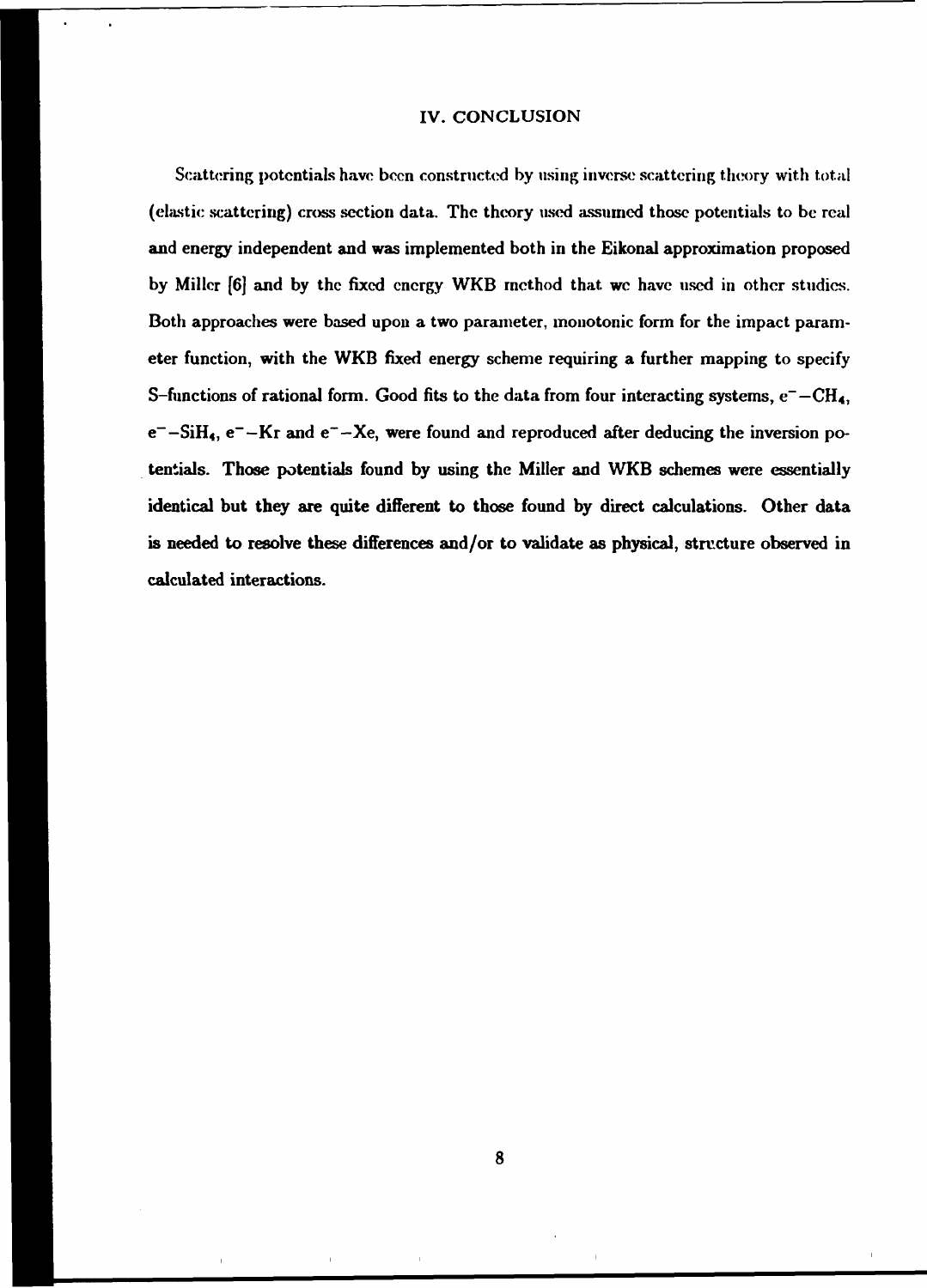## IV. CONCLUSION

Scattering potentials have been constructed by using inverse scattering theory with total (elastic scattering) cross section data. The theory used assumed those potentials to be real and energy independent and was implemented both in the Eikonal approximation proposed by Miller [6] and by the fixed energy WKB method that we have used in other studies. Both approaches were based upon a two parameter, monotonic form for the impact parameter function, with the WKB fixed energy scheme requiring a further mapping to specify S–functions of rational form. Good fits to the data from four interacting systems, $e^{-}-CH_4$, $e^{-}-SiH_4$, $e^{-}-Kr$ and $e^{-}-Xe$, were found and reproduced after deducing the inversion potentials. Those potentials found by using the Miller and WKB schemes were essentially identical but they are quite different to those found by direct calculations. Other data is needed to resolve these differences and/or to validate as physical, structure observed in calculated interactions.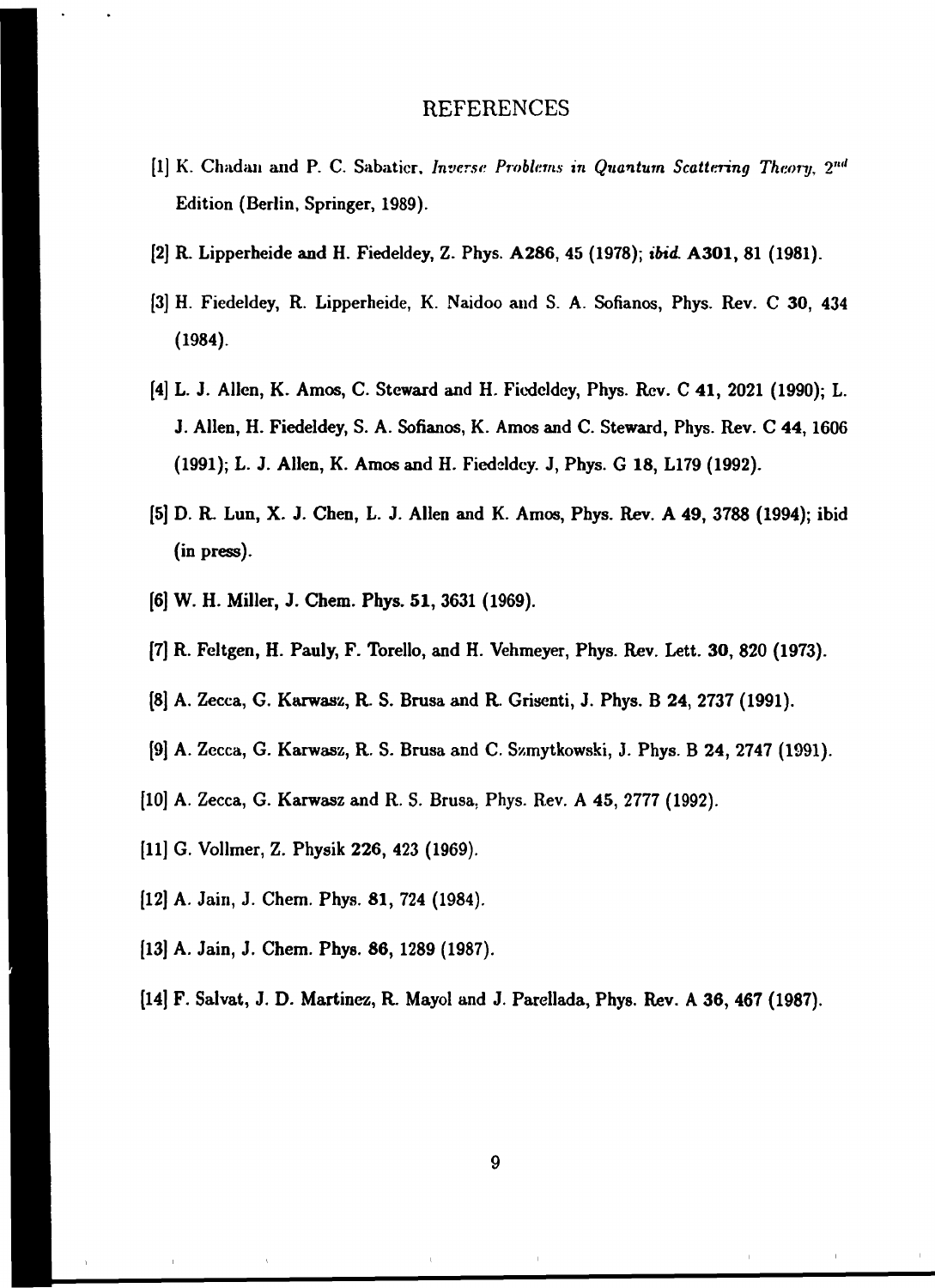# REFERENCES

[1] K. Chadan and P. C. Sabatier, *Inverse Problems in Quantum Scattering Theory*, $2^{nd}$ Edition (Berlin, Springer, 1989).

[2] R. Lipperheide and H. Fiedeldey, Z. Phys. **A286**, 45 (1978); *ibid.* **A301**, 81 (1981).

[3] H. Fiedeldey, R. Lipperheide, K. Naidoo and S. A. Sofianos, Phys. Rev. C **30**, 434 (1984).

[4] L. J. Allen, K. Amos, C. Steward and H. Fiedeldey, Phys. Rev. C **41**, 2021 (1990); L. J. Allen, H. Fiedeldey, S. A. Sofianos, K. Amos and C. Steward, Phys. Rev. C **44**, 1606 (1991); L. J. Allen, K. Amos and H. Fiedeldey. J, Phys. G **18**, L179 (1992).

[5] D. R. Lun, X. J. Chen, L. J. Allen and K. Amos, Phys. Rev. A **49**, 3788 (1994); ibid (in press).

[6] W. H. Miller, J. Chem. Phys. **51**, 3631 (1969).

[7] R. Feltgen, H. Pauly, F. Torello, and H. Vehmeyer, Phys. Rev. Lett. **30**, 820 (1973).

[8] A. Zecca, G. Karwasz, R. S. Brusa and R. Grisenti, J. Phys. B **24**, 2737 (1991).

[9] A. Zecca, G. Karwasz, R. S. Brusa and C. Szmytkowski, J. Phys. B **24**, 2747 (1991).

[10] A. Zecca, G. Karwasz and R. S. Brusa, Phys. Rev. A **45**, 2777 (1992).

[11] G. Vollmer, Z. Physik **226**, 423 (1969).

[12] A. Jain, J. Chem. Phys. **81**, 724 (1984).

[13] A. Jain, J. Chem. Phys. **86**, 1289 (1987).

[14] F. Salvat, J. D. Martinez, R. Mayol and J. Parellada, Phys. Rev. A **36**, 467 (1987).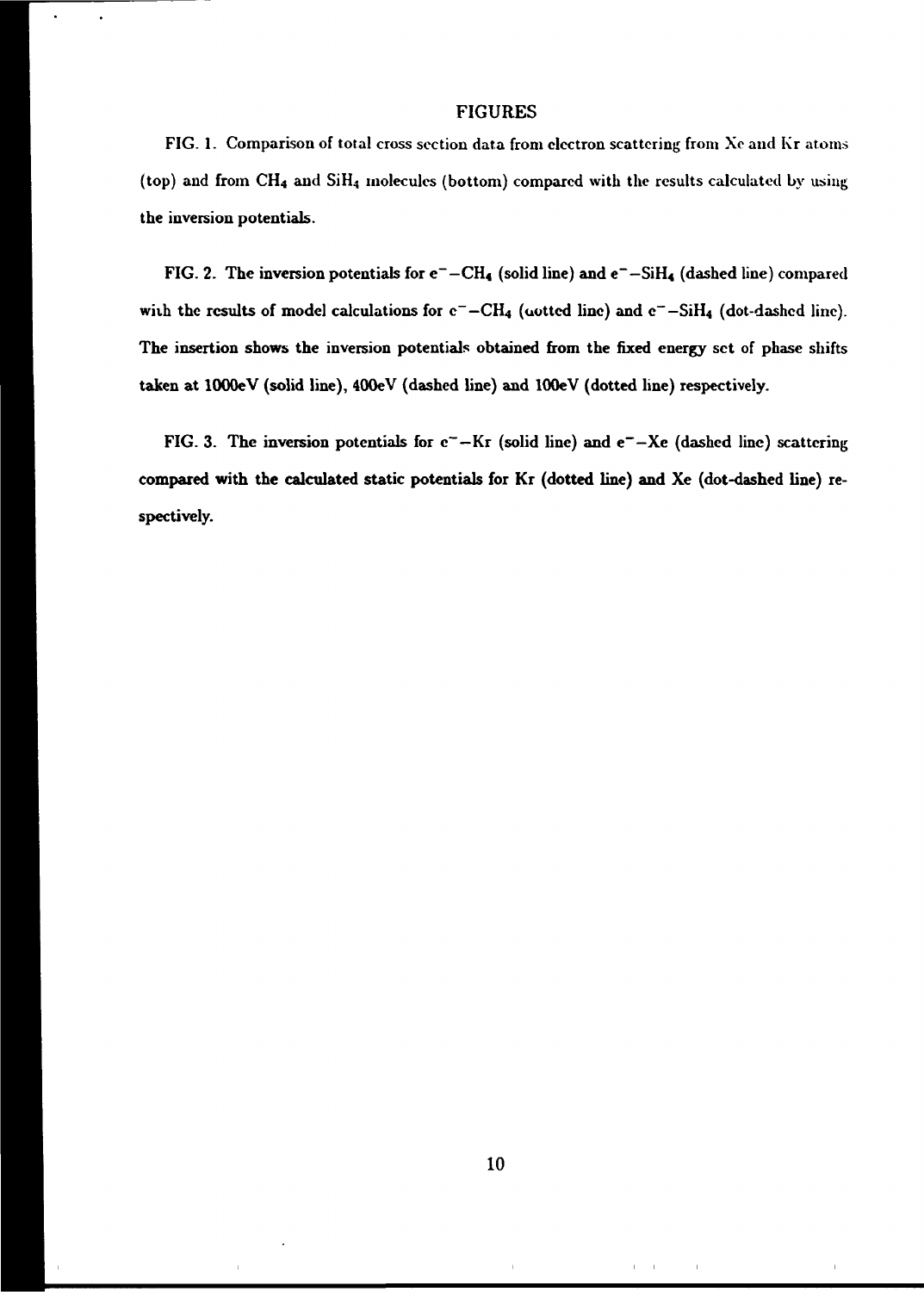## FIGURES

FIG. 1. Comparison of total cross section data from electron scattering from Xe and Kr atoms (top) and from $CH_4$ and $SiH_4$ molecules (bottom) compared with the results calculated by using the inversion potentials.

FIG. 2. The inversion potentials for $e^- - CH_4$ (solid line) and $e^- - SiH_4$ (dashed line) compared with the results of model calculations for $e^- - CH_4$ (dotted line) and $e^- - SiH_4$ (dot-dashed line). The insertion shows the inversion potentials obtained from the fixed energy set of phase shifts taken at 1000eV (solid line), 400eV (dashed line) and 100eV (dotted line) respectively.

FIG. 3. The inversion potentials for $e^- - Kr$ (solid line) and $e^- - Xe$ (dashed line) scattering compared with the calculated static potentials for Kr (dotted line) and Xe (dot-dashed line) respectively.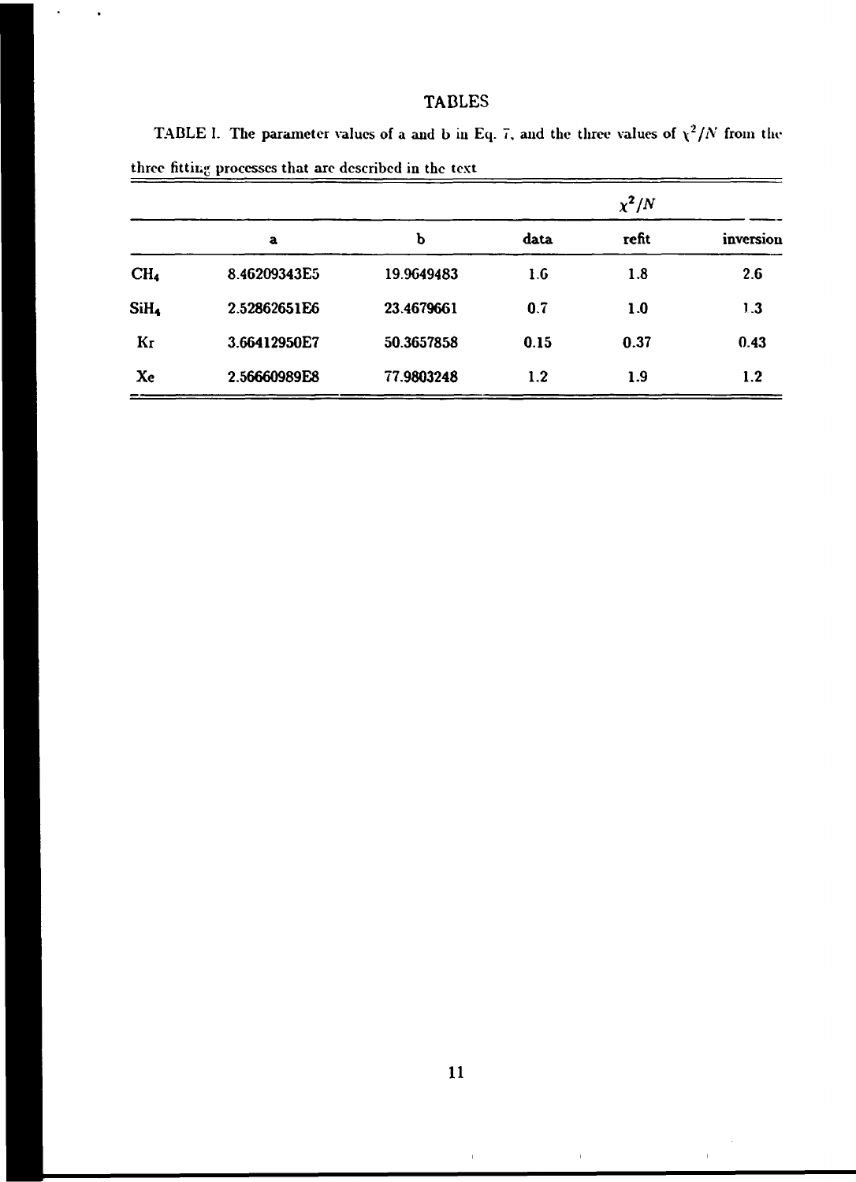# TABLES

TABLE I. The parameter values of a and b in Eq. 7, and the three values of $\chi^2/N$ from the three fitting processes that are described in the text

| | | | $\chi^2/N$ | | |
|---|---|---|---|---|---|
| | **a** | **b** | **data** | **refit** | **inversion** |
| $CH_4$ | 8.46209343E5 | 19.9649483 | 1.6 | 1.8 | 2.6 |
| $SiH_4$ | 2.52862651E6 | 23.4679661 | 0.7 | 1.0 | 1.3 |
| Kr | 3.66412950E7 | 50.3657858 | 0.15 | 0.37 | 0.43 |
| Xe | 2.56660989E8 | 77.9803248 | 1.2 | 1.9 | 1.2 |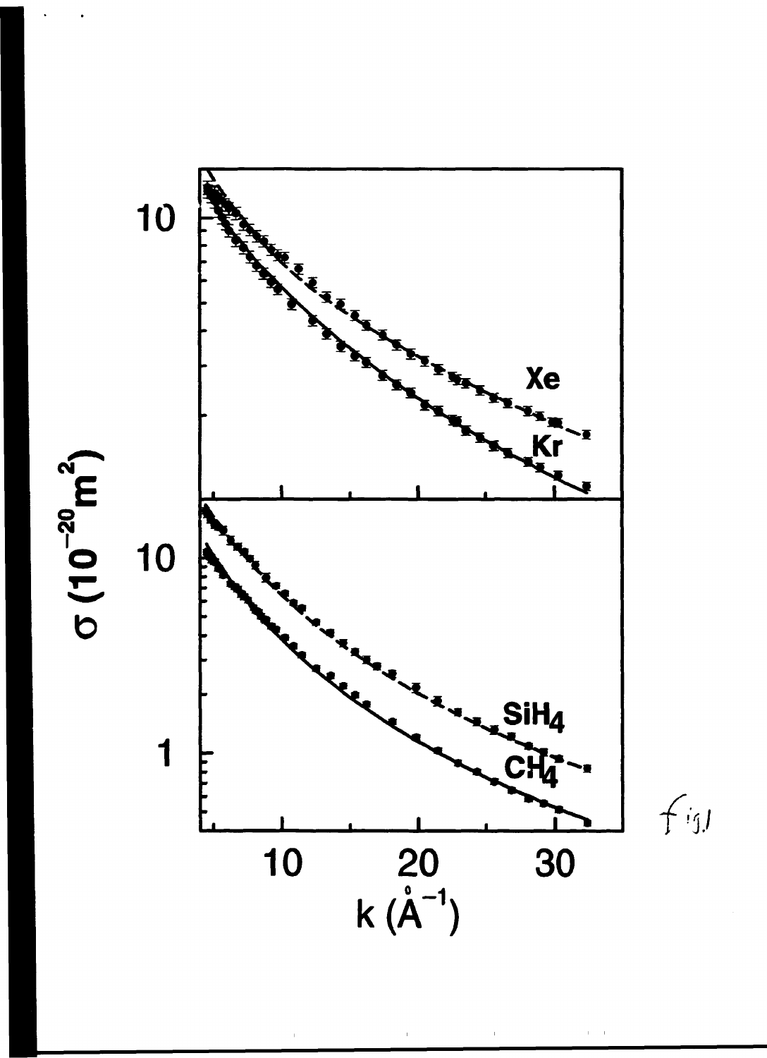$\sigma$ ($10^{-20}$ m$^2$)

Xe

Kr

$SiH_4$

$CH_4$

k (Å$^{-1}$)

fig.1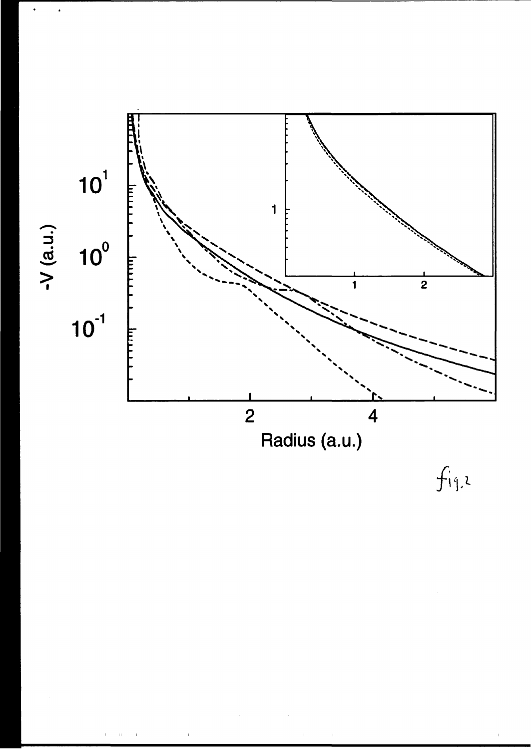fig.2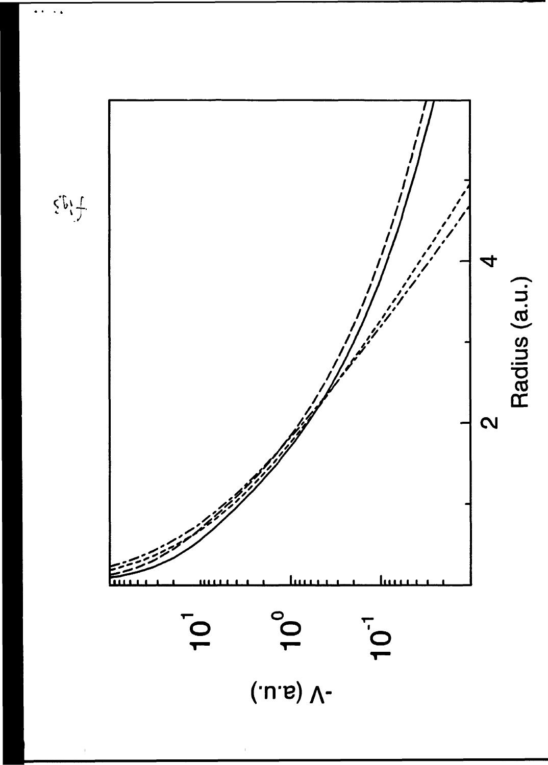fig5

-V (a.u.)

$10^{1}$

$10^{0}$

$10^{-1}$

2

4

Radius (a.u.)